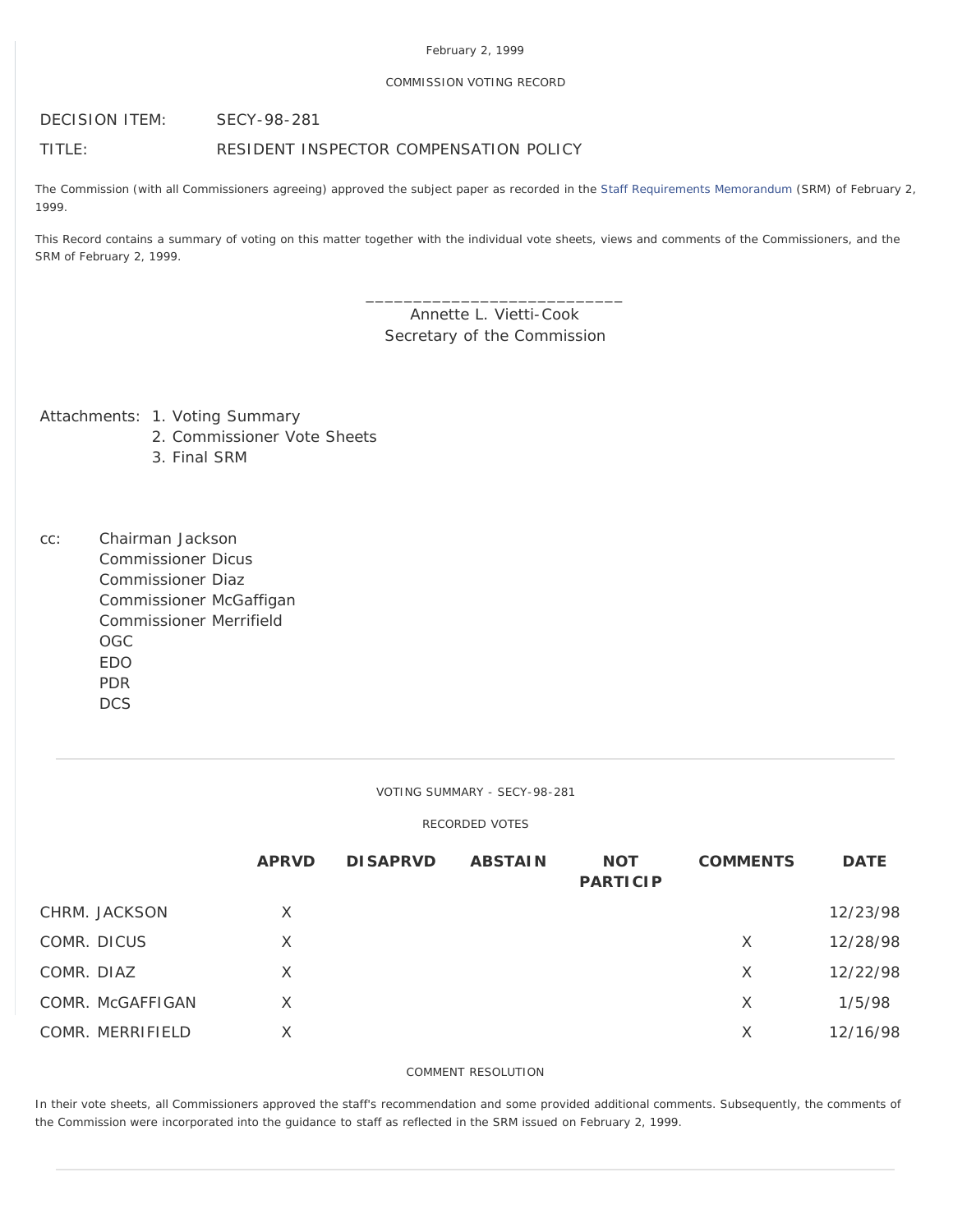February 2, 1999

COMMISSION VOTING RECORD

DECISION ITEM: SECY-98-281

TITLE: RESIDENT INSPECTOR COMPENSATION POLICY

The Commission (with all Commissioners agreeing) approved the subject paper as recorded in the Staff Requirements Memorandum (SRM) of February 2, 1999.

This Record contains a summary of voting on this matter together with the individual vote sheets, views and comments of the Commissioners, and the SRM of February 2, 1999.

___________________________

Annette L. Vietti-Cook
Secretary of the Commission

Attachments:
1. Voting Summary
2. Commissioner Vote Sheets
3. Final SRM

cc:
Chairman Jackson
Commissioner Dicus
Commissioner Diaz
Commissioner McGaffigan
Commissioner Merrifield
OGC
EDO
PDR
DCS

---

VOTING SUMMARY - SECY-98-281

RECORDED VOTES

| | APRVD | DISAPRVD | ABSTAIN | NOT PARTICIP | COMMENTS | DATE |
|---|---|---|---|---|---|---|
| CHRM. JACKSON | X | | | | | 12/23/98 |
| COMR. DICUS | X | | | | X | 12/28/98 |
| COMR. DIAZ | X | | | | X | 12/22/98 |
| COMR. McGAFFIGAN | X | | | | X | 1/5/98 |
| COMR. MERRIFIELD | X | | | | X | 12/16/98 |

COMMENT RESOLUTION

In their vote sheets, all Commissioners approved the staff's recommendation and some provided additional comments. Subsequently, the comments of the Commission were incorporated into the guidance to staff as reflected in the SRM issued on February 2, 1999.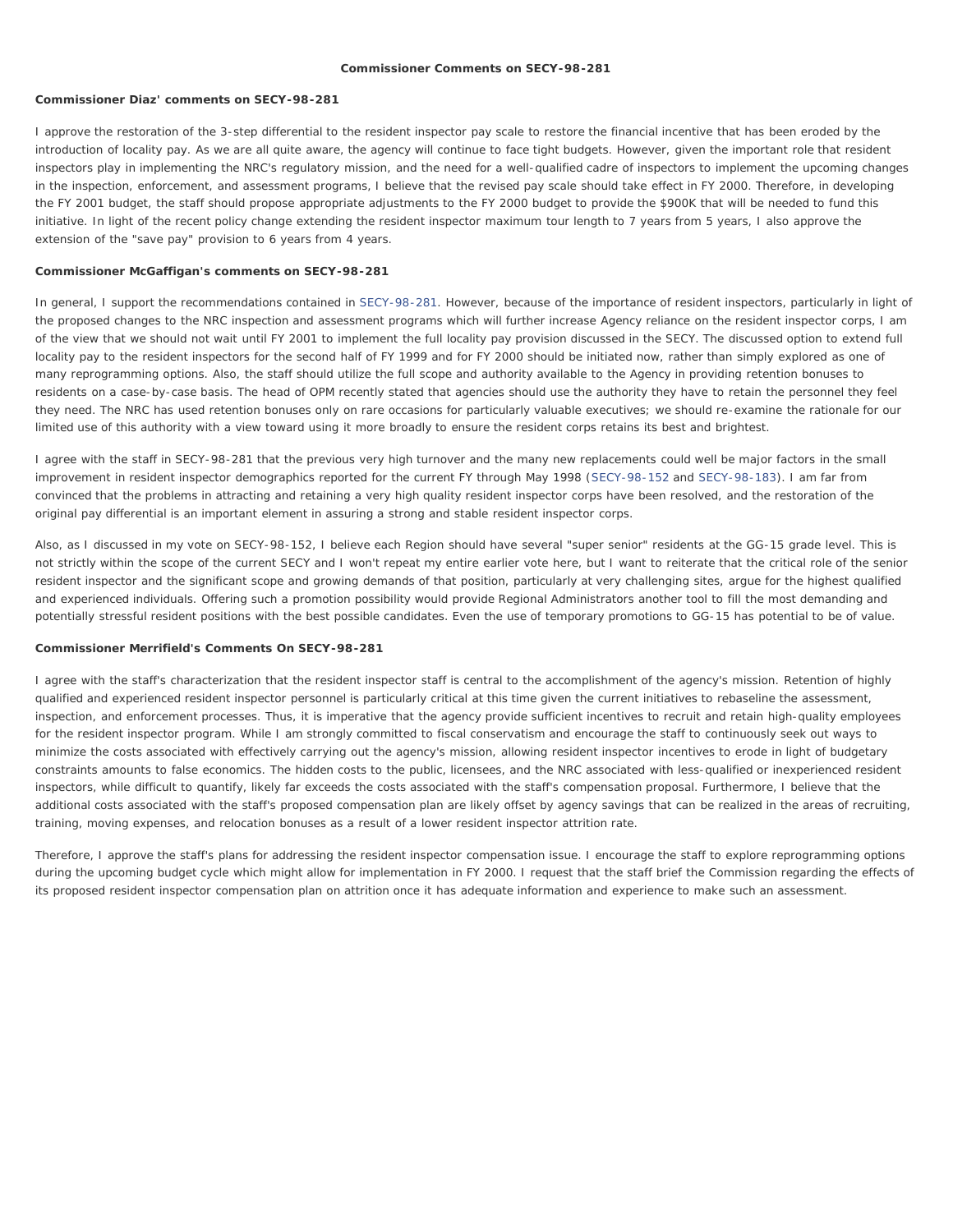**Commissioner Comments on SECY-98-281**

**Commissioner Diaz' comments on SECY-98-281**

I approve the restoration of the 3-step differential to the resident inspector pay scale to restore the financial incentive that has been eroded by the introduction of locality pay. As we are all quite aware, the agency will continue to face tight budgets. However, given the important role that resident inspectors play in implementing the NRC's regulatory mission, and the need for a well-qualified cadre of inspectors to implement the upcoming changes in the inspection, enforcement, and assessment programs, I believe that the revised pay scale should take effect in FY 2000. Therefore, in developing the FY 2001 budget, the staff should propose appropriate adjustments to the FY 2000 budget to provide the $900K that will be needed to fund this initiative. In light of the recent policy change extending the resident inspector maximum tour length to 7 years from 5 years, I also approve the extension of the "save pay" provision to 6 years from 4 years.

**Commissioner McGaffigan's comments on SECY-98-281**

In general, I support the recommendations contained in SECY-98-281. However, because of the importance of resident inspectors, particularly in light of the proposed changes to the NRC inspection and assessment programs which will further increase Agency reliance on the resident inspector corps, I am of the view that we should not wait until FY 2001 to implement the full locality pay provision discussed in the SECY. The discussed option to extend full locality pay to the resident inspectors for the second half of FY 1999 and for FY 2000 should be initiated now, rather than simply explored as one of many reprogramming options. Also, the staff should utilize the full scope and authority available to the Agency in providing retention bonuses to residents on a case-by-case basis. The head of OPM recently stated that agencies should use the authority they have to retain the personnel they feel they need. The NRC has used retention bonuses only on rare occasions for particularly valuable executives; we should re-examine the rationale for our limited use of this authority with a view toward using it more broadly to ensure the resident corps retains its best and brightest.

I agree with the staff in SECY-98-281 that the previous very high turnover and the many new replacements could well be major factors in the small improvement in resident inspector demographics reported for the current FY through May 1998 (SECY-98-152 and SECY-98-183). I am far from convinced that the problems in attracting and retaining a very high quality resident inspector corps have been resolved, and the restoration of the original pay differential is an important element in assuring a strong and stable resident inspector corps.

Also, as I discussed in my vote on SECY-98-152, I believe each Region should have several "super senior" residents at the GG-15 grade level. This is not strictly within the scope of the current SECY and I won't repeat my entire earlier vote here, but I want to reiterate that the critical role of the senior resident inspector and the significant scope and growing demands of that position, particularly at very challenging sites, argue for the highest qualified and experienced individuals. Offering such a promotion possibility would provide Regional Administrators another tool to fill the most demanding and potentially stressful resident positions with the best possible candidates. Even the use of temporary promotions to GG-15 has potential to be of value.

**Commissioner Merrifield's Comments On SECY-98-281**

I agree with the staff's characterization that the resident inspector staff is central to the accomplishment of the agency's mission. Retention of highly qualified and experienced resident inspector personnel is particularly critical at this time given the current initiatives to rebaseline the assessment, inspection, and enforcement processes. Thus, it is imperative that the agency provide sufficient incentives to recruit and retain high-quality employees for the resident inspector program. While I am strongly committed to fiscal conservatism and encourage the staff to continuously seek out ways to minimize the costs associated with effectively carrying out the agency's mission, allowing resident inspector incentives to erode in light of budgetary constraints amounts to false economics. The hidden costs to the public, licensees, and the NRC associated with less-qualified or inexperienced resident inspectors, while difficult to quantify, likely far exceeds the costs associated with the staff's compensation proposal. Furthermore, I believe that the additional costs associated with the staff's proposed compensation plan are likely offset by agency savings that can be realized in the areas of recruiting, training, moving expenses, and relocation bonuses as a result of a lower resident inspector attrition rate.

Therefore, I approve the staff's plans for addressing the resident inspector compensation issue. I encourage the staff to explore reprogramming options during the upcoming budget cycle which might allow for implementation in FY 2000. I request that the staff brief the Commission regarding the effects of its proposed resident inspector compensation plan on attrition once it has adequate information and experience to make such an assessment.